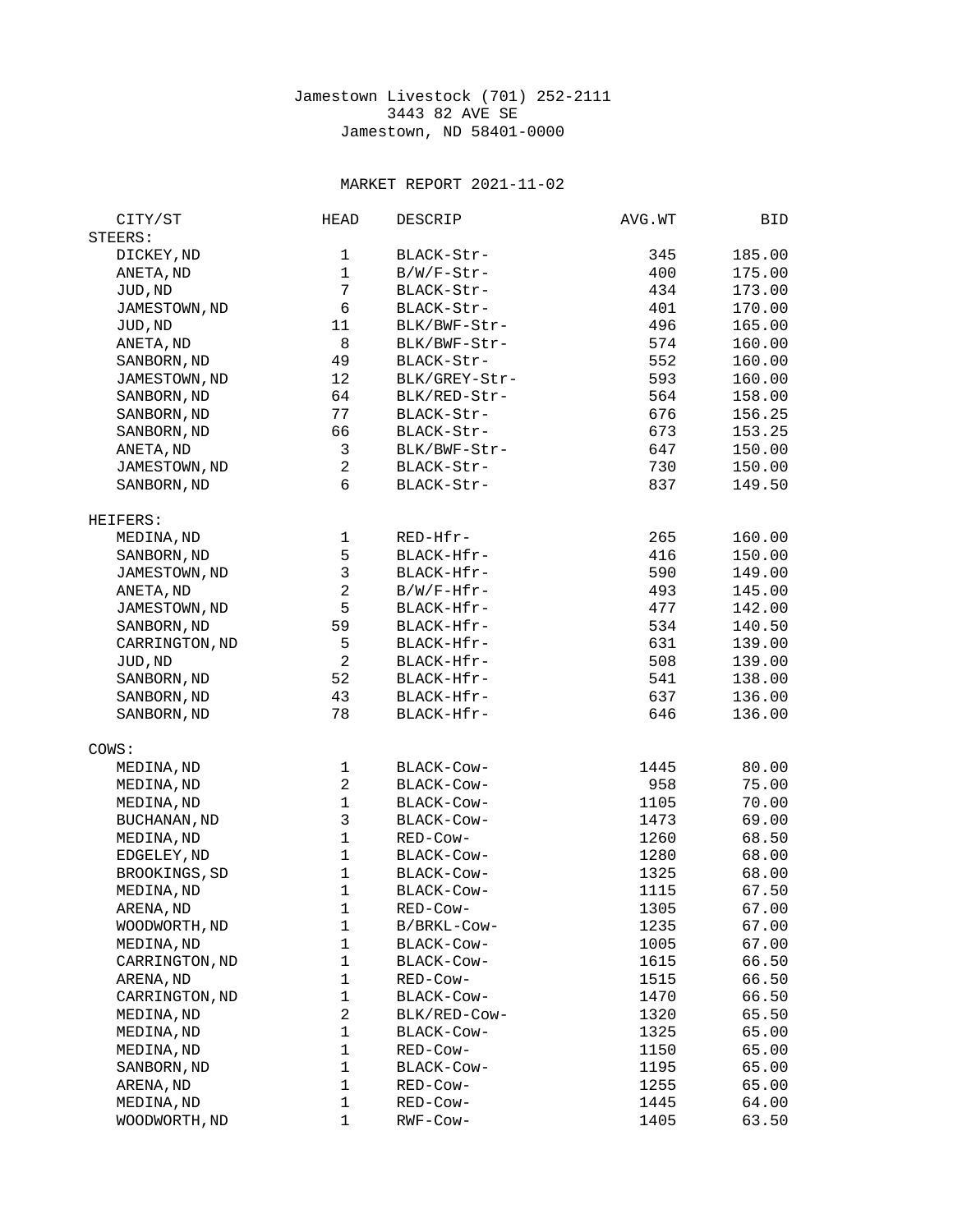Jamestown Livestock (701) 252-2111
3443 82 AVE SE
Jamestown, ND 58401-0000

MARKET REPORT 2021-11-02

| CITY/ST | HEAD | DESCRIP | AVG.WT | BID |
|---|---|---|---|---|
| **STEERS:** | | | | |
| DICKEY,ND | 1 | BLACK-Str- | 345 | 185.00 |
| ANETA,ND | 1 | B/W/F-Str- | 400 | 175.00 |
| JUD,ND | 7 | BLACK-Str- | 434 | 173.00 |
| JAMESTOWN,ND | 6 | BLACK-Str- | 401 | 170.00 |
| JUD,ND | 11 | BLK/BWF-Str- | 496 | 165.00 |
| ANETA,ND | 8 | BLK/BWF-Str- | 574 | 160.00 |
| SANBORN,ND | 49 | BLACK-Str- | 552 | 160.00 |
| JAMESTOWN,ND | 12 | BLK/GREY-Str- | 593 | 160.00 |
| SANBORN,ND | 64 | BLK/RED-Str- | 564 | 158.00 |
| SANBORN,ND | 77 | BLACK-Str- | 676 | 156.25 |
| SANBORN,ND | 66 | BLACK-Str- | 673 | 153.25 |
| ANETA,ND | 3 | BLK/BWF-Str- | 647 | 150.00 |
| JAMESTOWN,ND | 2 | BLACK-Str- | 730 | 150.00 |
| SANBORN,ND | 6 | BLACK-Str- | 837 | 149.50 |
| **HEIFERS:** | | | | |
| MEDINA,ND | 1 | RED-Hfr- | 265 | 160.00 |
| SANBORN,ND | 5 | BLACK-Hfr- | 416 | 150.00 |
| JAMESTOWN,ND | 3 | BLACK-Hfr- | 590 | 149.00 |
| ANETA,ND | 2 | B/W/F-Hfr- | 493 | 145.00 |
| JAMESTOWN,ND | 5 | BLACK-Hfr- | 477 | 142.00 |
| SANBORN,ND | 59 | BLACK-Hfr- | 534 | 140.50 |
| CARRINGTON,ND | 5 | BLACK-Hfr- | 631 | 139.00 |
| JUD,ND | 2 | BLACK-Hfr- | 508 | 139.00 |
| SANBORN,ND | 52 | BLACK-Hfr- | 541 | 138.00 |
| SANBORN,ND | 43 | BLACK-Hfr- | 637 | 136.00 |
| SANBORN,ND | 78 | BLACK-Hfr- | 646 | 136.00 |
| **COWS:** | | | | |
| MEDINA,ND | 1 | BLACK-Cow- | 1445 | 80.00 |
| MEDINA,ND | 2 | BLACK-Cow- | 958 | 75.00 |
| MEDINA,ND | 1 | BLACK-Cow- | 1105 | 70.00 |
| BUCHANAN,ND | 3 | BLACK-Cow- | 1473 | 69.00 |
| MEDINA,ND | 1 | RED-Cow- | 1260 | 68.50 |
| EDGELEY,ND | 1 | BLACK-Cow- | 1280 | 68.00 |
| BROOKINGS,SD | 1 | BLACK-Cow- | 1325 | 68.00 |
| MEDINA,ND | 1 | BLACK-Cow- | 1115 | 67.50 |
| ARENA,ND | 1 | RED-Cow- | 1305 | 67.00 |
| WOODWORTH,ND | 1 | B/BRKL-Cow- | 1235 | 67.00 |
| MEDINA,ND | 1 | BLACK-Cow- | 1005 | 67.00 |
| CARRINGTON,ND | 1 | BLACK-Cow- | 1615 | 66.50 |
| ARENA,ND | 1 | RED-Cow- | 1515 | 66.50 |
| CARRINGTON,ND | 1 | BLACK-Cow- | 1470 | 66.50 |
| MEDINA,ND | 2 | BLK/RED-Cow- | 1320 | 65.50 |
| MEDINA,ND | 1 | BLACK-Cow- | 1325 | 65.00 |
| MEDINA,ND | 1 | RED-Cow- | 1150 | 65.00 |
| SANBORN,ND | 1 | BLACK-Cow- | 1195 | 65.00 |
| ARENA,ND | 1 | RED-Cow- | 1255 | 65.00 |
| MEDINA,ND | 1 | RED-Cow- | 1445 | 64.00 |
| WOODWORTH,ND | 1 | RWF-Cow- | 1405 | 63.50 |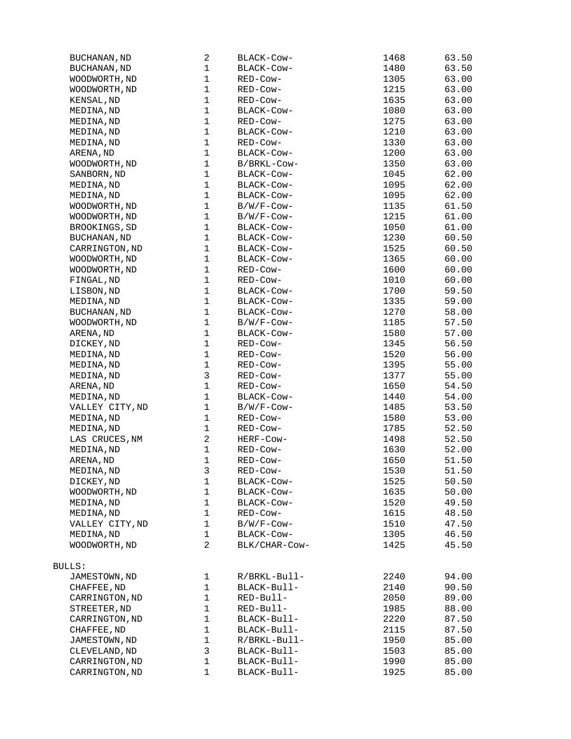| | | | | |
|---|---|---|---|---|
| BUCHANAN,ND | 2 | BLACK-Cow- | 1468 | 63.50 |
| BUCHANAN,ND | 1 | BLACK-Cow- | 1480 | 63.50 |
| WOODWORTH,ND | 1 | RED-Cow- | 1305 | 63.00 |
| WOODWORTH,ND | 1 | RED-Cow- | 1215 | 63.00 |
| KENSAL,ND | 1 | RED-Cow- | 1635 | 63.00 |
| MEDINA,ND | 1 | BLACK-Cow- | 1080 | 63.00 |
| MEDINA,ND | 1 | RED-Cow- | 1275 | 63.00 |
| MEDINA,ND | 1 | BLACK-Cow- | 1210 | 63.00 |
| MEDINA,ND | 1 | RED-Cow- | 1330 | 63.00 |
| ARENA,ND | 1 | BLACK-Cow- | 1200 | 63.00 |
| WOODWORTH,ND | 1 | B/BRKL-Cow- | 1350 | 63.00 |
| SANBORN,ND | 1 | BLACK-Cow- | 1045 | 62.00 |
| MEDINA,ND | 1 | BLACK-Cow- | 1095 | 62.00 |
| MEDINA,ND | 1 | BLACK-Cow- | 1095 | 62.00 |
| WOODWORTH,ND | 1 | B/W/F-Cow- | 1135 | 61.50 |
| WOODWORTH,ND | 1 | B/W/F-Cow- | 1215 | 61.00 |
| BROOKINGS,SD | 1 | BLACK-Cow- | 1050 | 61.00 |
| BUCHANAN,ND | 1 | BLACK-Cow- | 1230 | 60.50 |
| CARRINGTON,ND | 1 | BLACK-Cow- | 1525 | 60.50 |
| WOODWORTH,ND | 1 | BLACK-Cow- | 1365 | 60.00 |
| WOODWORTH,ND | 1 | RED-Cow- | 1600 | 60.00 |
| FINGAL,ND | 1 | RED-Cow- | 1010 | 60.00 |
| LISBON,ND | 1 | BLACK-Cow- | 1700 | 59.50 |
| MEDINA,ND | 1 | BLACK-Cow- | 1335 | 59.00 |
| BUCHANAN,ND | 1 | BLACK-Cow- | 1270 | 58.00 |
| WOODWORTH,ND | 1 | B/W/F-Cow- | 1185 | 57.50 |
| ARENA,ND | 1 | BLACK-Cow- | 1580 | 57.00 |
| DICKEY,ND | 1 | RED-Cow- | 1345 | 56.50 |
| MEDINA,ND | 1 | RED-Cow- | 1520 | 56.00 |
| MEDINA,ND | 1 | RED-Cow- | 1395 | 55.00 |
| MEDINA,ND | 3 | RED-Cow- | 1377 | 55.00 |
| ARENA,ND | 1 | RED-Cow- | 1650 | 54.50 |
| MEDINA,ND | 1 | BLACK-Cow- | 1440 | 54.00 |
| VALLEY CITY,ND | 1 | B/W/F-Cow- | 1485 | 53.50 |
| MEDINA,ND | 1 | RED-Cow- | 1580 | 53.00 |
| MEDINA,ND | 1 | RED-Cow- | 1785 | 52.50 |
| LAS CRUCES,NM | 2 | HERF-Cow- | 1498 | 52.50 |
| MEDINA,ND | 1 | RED-Cow- | 1630 | 52.00 |
| ARENA,ND | 1 | RED-Cow- | 1650 | 51.50 |
| MEDINA,ND | 3 | RED-Cow- | 1530 | 51.50 |
| DICKEY,ND | 1 | BLACK-Cow- | 1525 | 50.50 |
| WOODWORTH,ND | 1 | BLACK-Cow- | 1635 | 50.00 |
| MEDINA,ND | 1 | BLACK-Cow- | 1520 | 49.50 |
| MEDINA,ND | 1 | RED-Cow- | 1615 | 48.50 |
| VALLEY CITY,ND | 1 | B/W/F-Cow- | 1510 | 47.50 |
| MEDINA,ND | 1 | BLACK-Cow- | 1305 | 46.50 |
| WOODWORTH,ND | 2 | BLK/CHAR-Cow- | 1425 | 45.50 |

BULLS:

| | | | | |
|---|---|---|---|---|
| JAMESTOWN,ND | 1 | R/BRKL-Bull- | 2240 | 94.00 |
| CHAFFEE,ND | 1 | BLACK-Bull- | 2140 | 90.50 |
| CARRINGTON,ND | 1 | RED-Bull- | 2050 | 89.00 |
| STREETER,ND | 1 | RED-Bull- | 1985 | 88.00 |
| CARRINGTON,ND | 1 | BLACK-Bull- | 2220 | 87.50 |
| CHAFFEE,ND | 1 | BLACK-Bull- | 2115 | 87.50 |
| JAMESTOWN,ND | 1 | R/BRKL-Bull- | 1950 | 85.00 |
| CLEVELAND,ND | 3 | BLACK-Bull- | 1503 | 85.00 |
| CARRINGTON,ND | 1 | BLACK-Bull- | 1990 | 85.00 |
| CARRINGTON,ND | 1 | BLACK-Bull- | 1925 | 85.00 |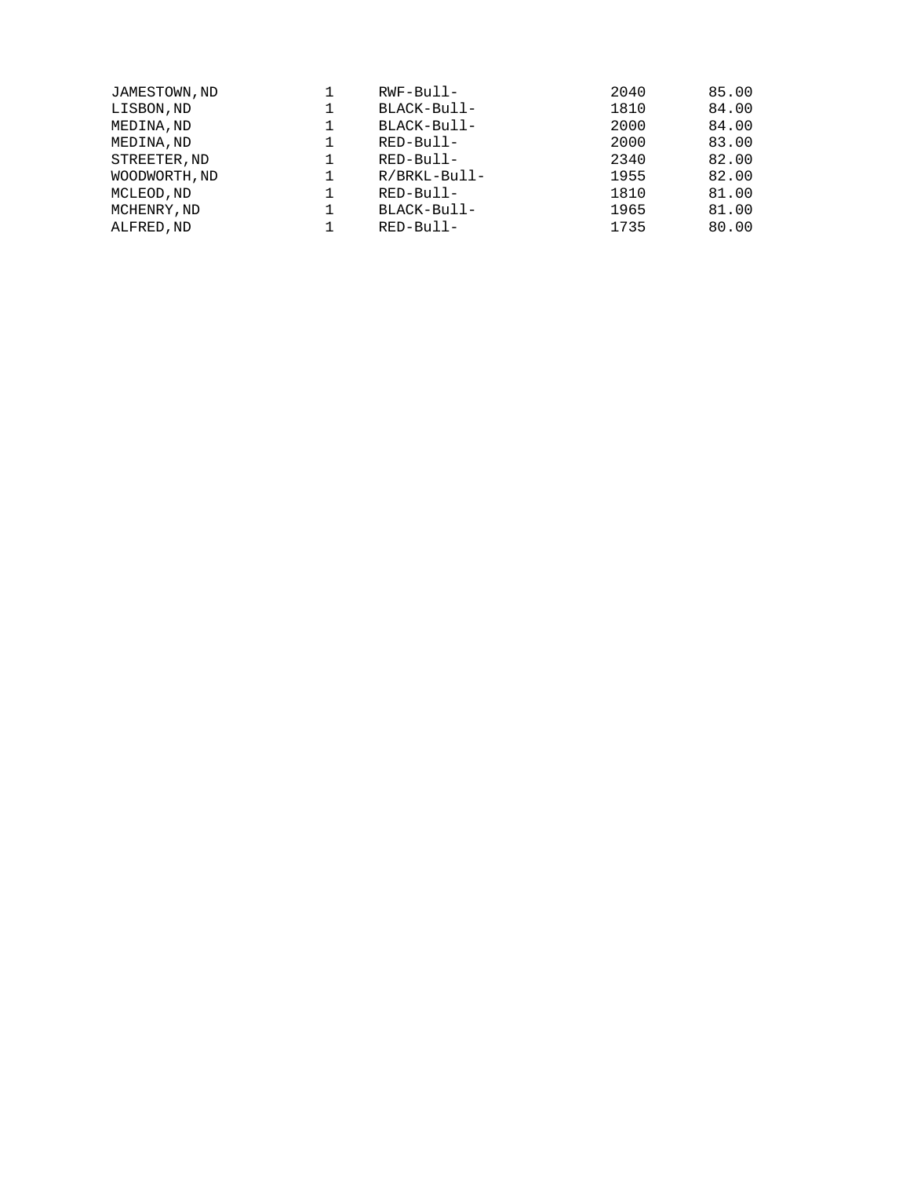| | | | | |
|---|---|---|---|---|
| JAMESTOWN,ND | 1 | RWF-Bull- | 2040 | 85.00 |
| LISBON,ND | 1 | BLACK-Bull- | 1810 | 84.00 |
| MEDINA,ND | 1 | BLACK-Bull- | 2000 | 84.00 |
| MEDINA,ND | 1 | RED-Bull- | 2000 | 83.00 |
| STREETER,ND | 1 | RED-Bull- | 2340 | 82.00 |
| WOODWORTH,ND | 1 | R/BRKL-Bull- | 1955 | 82.00 |
| MCLEOD,ND | 1 | RED-Bull- | 1810 | 81.00 |
| MCHENRY,ND | 1 | BLACK-Bull- | 1965 | 81.00 |
| ALFRED,ND | 1 | RED-Bull- | 1735 | 80.00 |